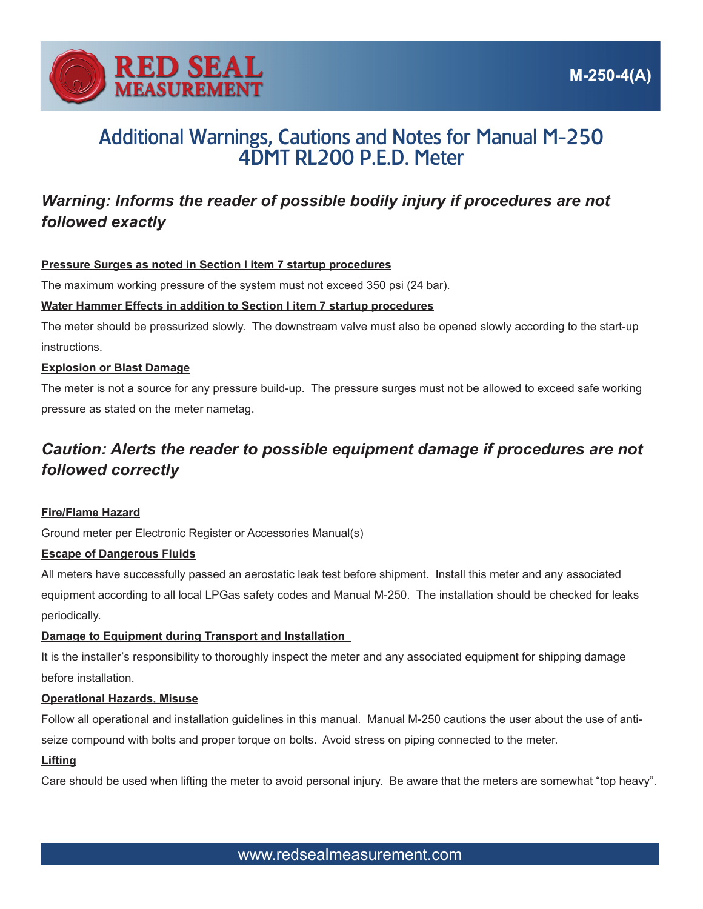RED SEAL MEASUREMENT

M-250-4(A)

# Additional Warnings, Cautions and Notes for Manual M-250 4DMT RL200 P.E.D. Meter

## *Warning: Informs the reader of possible bodily injury if procedures are not followed exactly*

**Pressure Surges as noted in Section I item 7 startup procedures**

The maximum working pressure of the system must not exceed 350 psi (24 bar).

**Water Hammer Effects in addition to Section I item 7 startup procedures**

The meter should be pressurized slowly. The downstream valve must also be opened slowly according to the start-up instructions.

**Explosion or Blast Damage**

The meter is not a source for any pressure build-up. The pressure surges must not be allowed to exceed safe working pressure as stated on the meter nametag.

## *Caution: Alerts the reader to possible equipment damage if procedures are not followed correctly*

**Fire/Flame Hazard**

Ground meter per Electronic Register or Accessories Manual(s)

**Escape of Dangerous Fluids**

All meters have successfully passed an aerostatic leak test before shipment. Install this meter and any associated equipment according to all local LPGas safety codes and Manual M-250. The installation should be checked for leaks periodically.

**Damage to Equipment during Transport and Installation**

It is the installer's responsibility to thoroughly inspect the meter and any associated equipment for shipping damage before installation.

**Operational Hazards, Misuse**

Follow all operational and installation guidelines in this manual. Manual M-250 cautions the user about the use of anti-seize compound with bolts and proper torque on bolts. Avoid stress on piping connected to the meter.

**Lifting**

Care should be used when lifting the meter to avoid personal injury. Be aware that the meters are somewhat "top heavy".

www.redsealmeasurement.com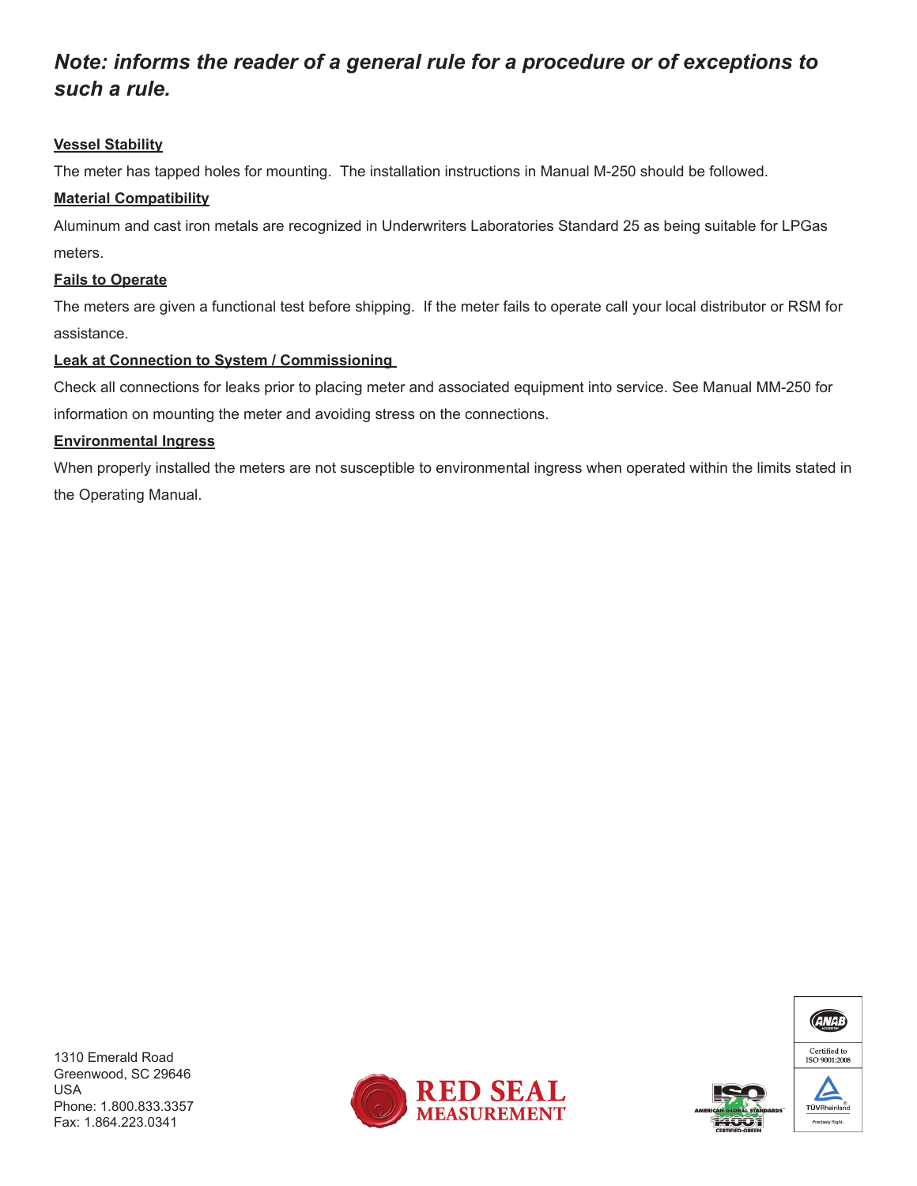***Note: informs the reader of a general rule for a procedure or of exceptions to such a rule.***

**Vessel Stability**

The meter has tapped holes for mounting. The installation instructions in Manual M-250 should be followed.

**Material Compatibility**

Aluminum and cast iron metals are recognized in Underwriters Laboratories Standard 25 as being suitable for LPGas meters.

**Fails to Operate**

The meters are given a functional test before shipping. If the meter fails to operate call your local distributor or RSM for assistance.

**Leak at Connection to System / Commissioning**

Check all connections for leaks prior to placing meter and associated equipment into service. See Manual MM-250 for information on mounting the meter and avoiding stress on the connections.

**Environmental Ingress**

When properly installed the meters are not susceptible to environmental ingress when operated within the limits stated in the Operating Manual.

1310 Emerald Road
Greenwood, SC 29646
USA
Phone: 1.800.833.3357
Fax: 1.864.223.0341

RED SEAL MEASUREMENT

Certified to ISO 9001:2008